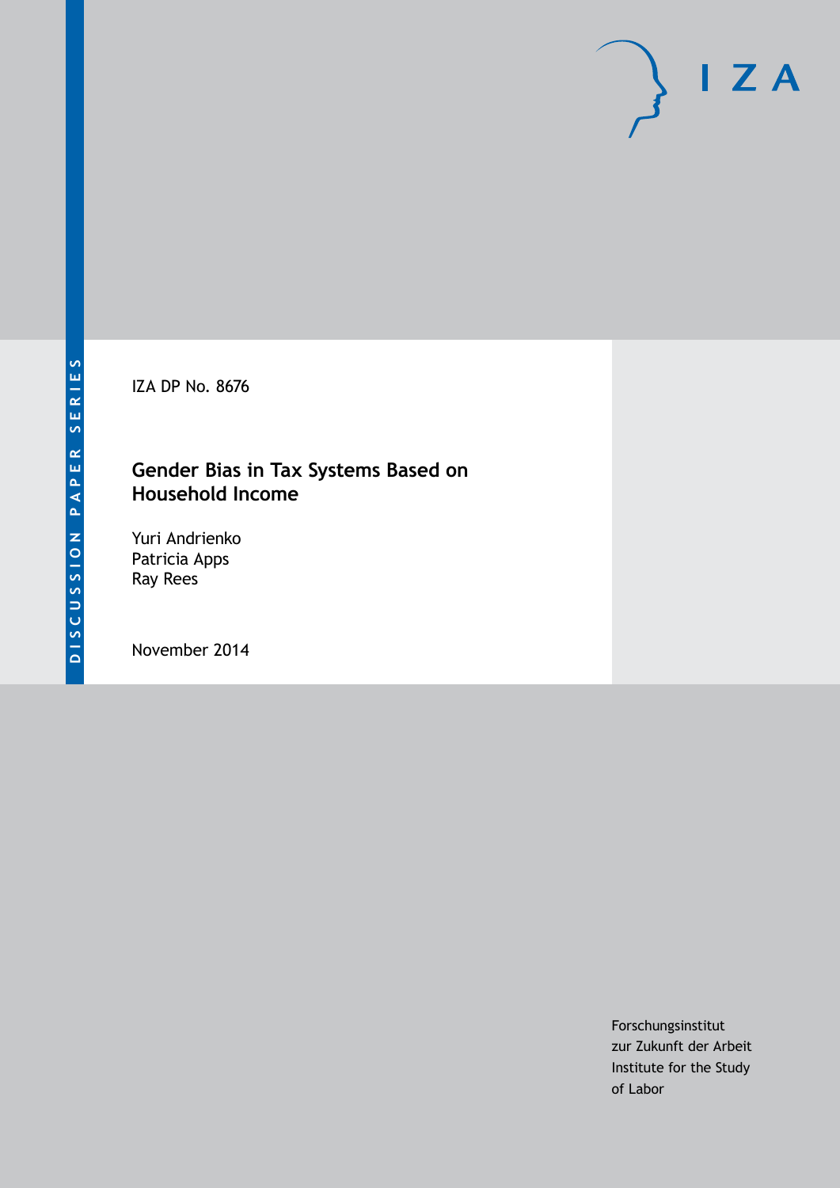DISCUSSION PAPER SERIES

IZA DP No. 8676

# Gender Bias in Tax Systems Based on Household Income

Yuri Andrienko
Patricia Apps
Ray Rees

November 2014

Forschungsinstitut
zur Zukunft der Arbeit
Institute for the Study
of Labor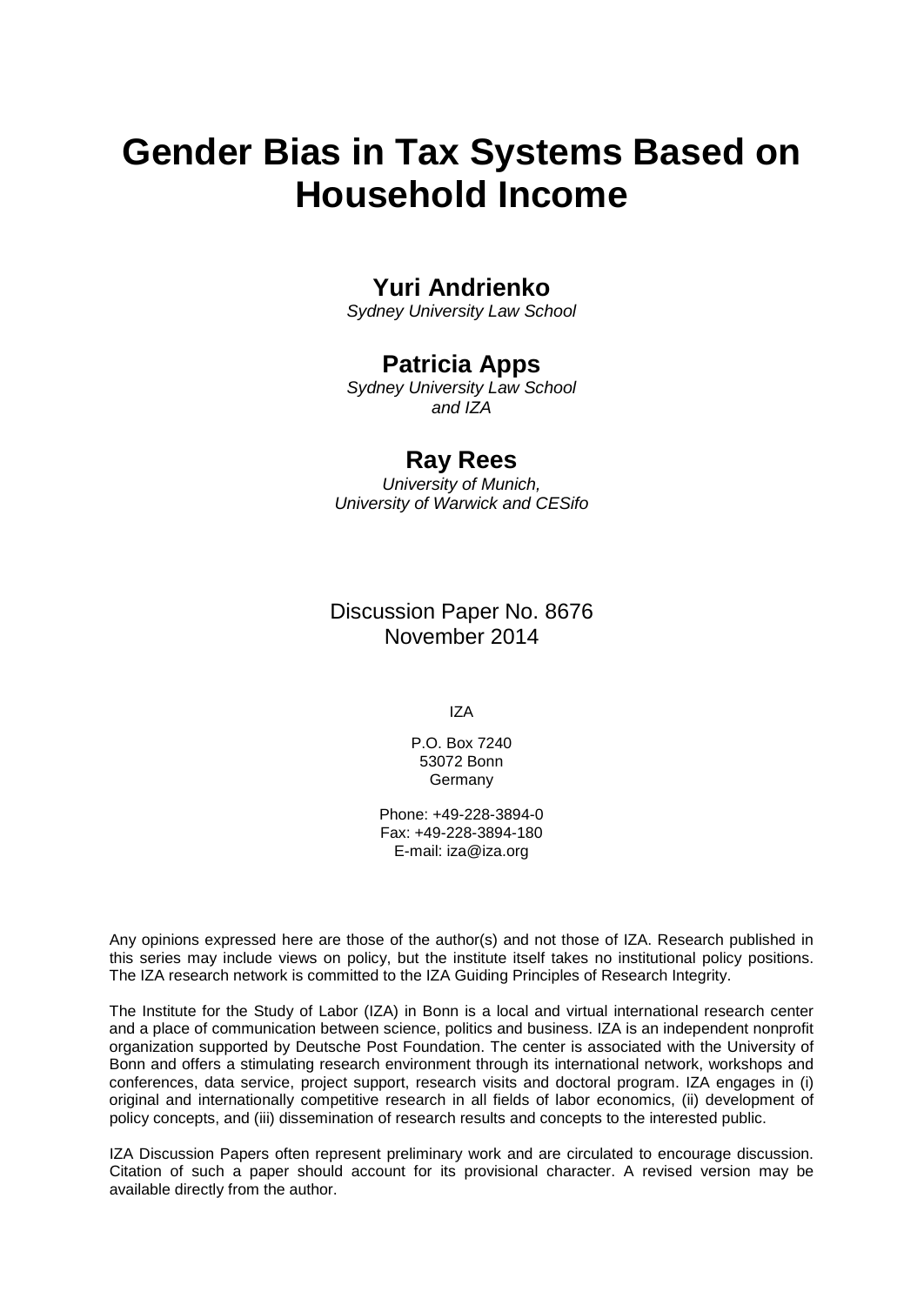# Gender Bias in Tax Systems Based on Household Income

## Yuri Andrienko

*Sydney University Law School*

## Patricia Apps

*Sydney University Law School and IZA*

## Ray Rees

*University of Munich, University of Warwick and CESifo*

Discussion Paper No. 8676
November 2014

IZA

P.O. Box 7240
53072 Bonn
Germany

Phone: +49-228-3894-0
Fax: +49-228-3894-180
E-mail: iza@iza.org

Any opinions expressed here are those of the author(s) and not those of IZA. Research published in this series may include views on policy, but the institute itself takes no institutional policy positions. The IZA research network is committed to the IZA Guiding Principles of Research Integrity.

The Institute for the Study of Labor (IZA) in Bonn is a local and virtual international research center and a place of communication between science, politics and business. IZA is an independent nonprofit organization supported by Deutsche Post Foundation. The center is associated with the University of Bonn and offers a stimulating research environment through its international network, workshops and conferences, data service, project support, research visits and doctoral program. IZA engages in (i) original and internationally competitive research in all fields of labor economics, (ii) development of policy concepts, and (iii) dissemination of research results and concepts to the interested public.

IZA Discussion Papers often represent preliminary work and are circulated to encourage discussion. Citation of such a paper should account for its provisional character. A revised version may be available directly from the author.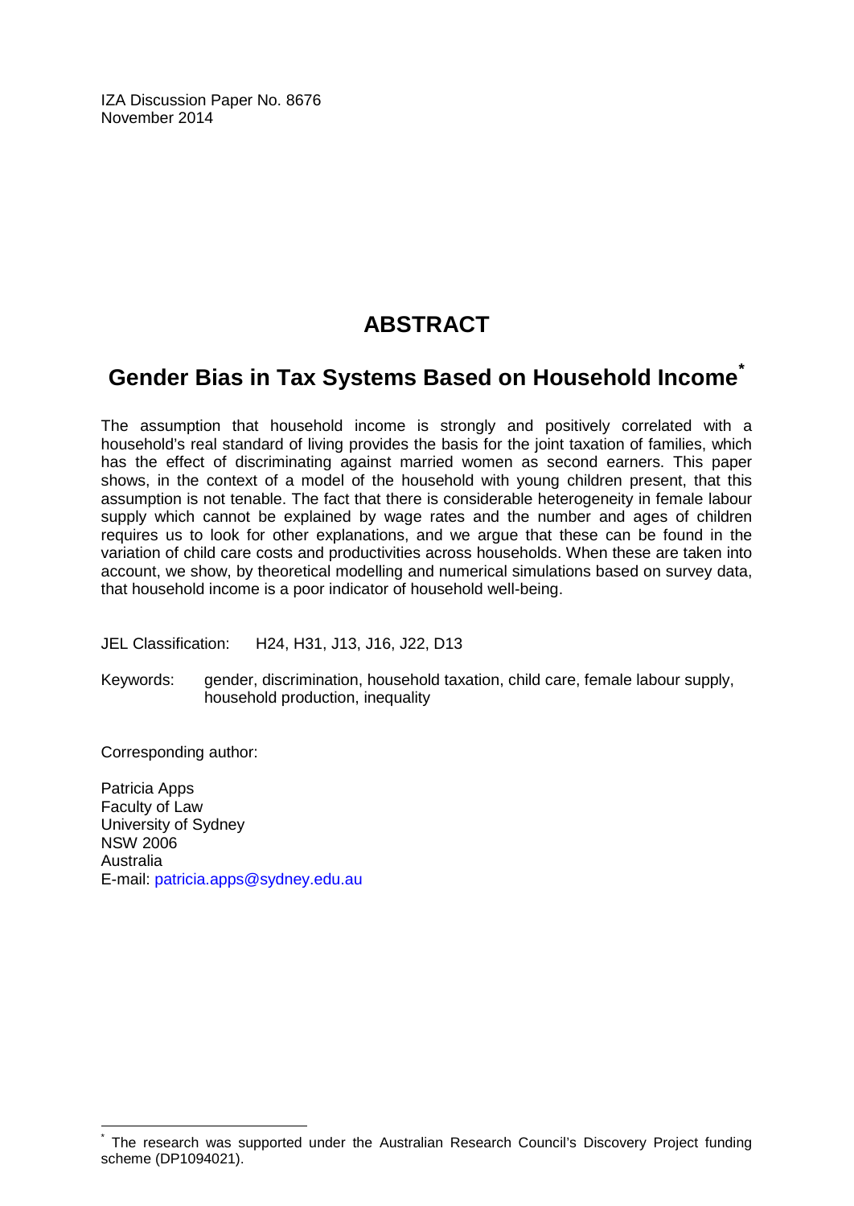IZA Discussion Paper No. 8676
November 2014

# ABSTRACT

## Gender Bias in Tax Systems Based on Household Income*

The assumption that household income is strongly and positively correlated with a household's real standard of living provides the basis for the joint taxation of families, which has the effect of discriminating against married women as second earners. This paper shows, in the context of a model of the household with young children present, that this assumption is not tenable. The fact that there is considerable heterogeneity in female labour supply which cannot be explained by wage rates and the number and ages of children requires us to look for other explanations, and we argue that these can be found in the variation of child care costs and productivities across households. When these are taken into account, we show, by theoretical modelling and numerical simulations based on survey data, that household income is a poor indicator of household well-being.

JEL Classification: H24, H31, J13, J16, J22, D13

Keywords: gender, discrimination, household taxation, child care, female labour supply, household production, inequality

Corresponding author:

Patricia Apps
Faculty of Law
University of Sydney
NSW 2006
Australia
E-mail: patricia.apps@sydney.edu.au

* The research was supported under the Australian Research Council's Discovery Project funding scheme (DP1094021).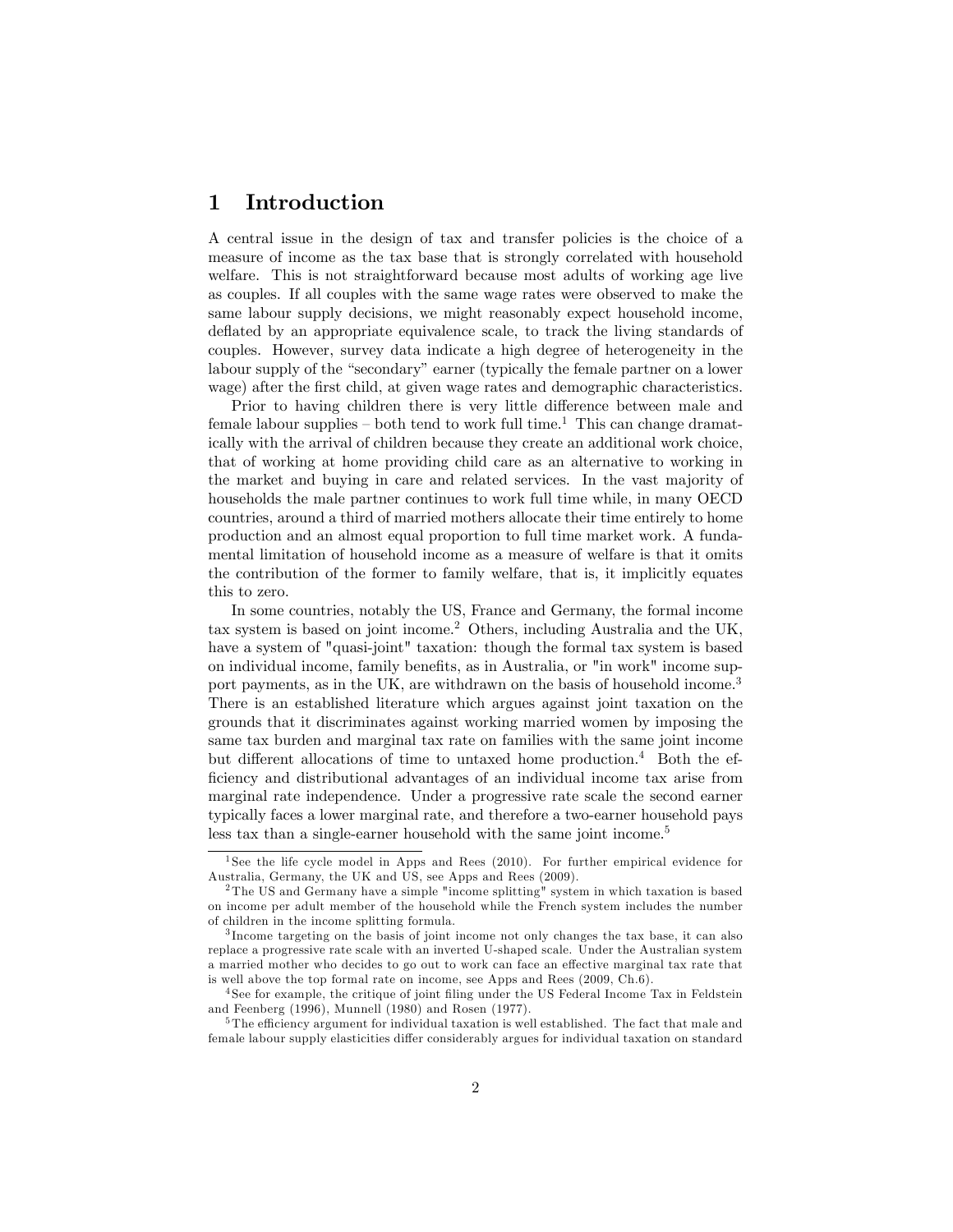# 1 Introduction

A central issue in the design of tax and transfer policies is the choice of a measure of income as the tax base that is strongly correlated with household welfare. This is not straightforward because most adults of working age live as couples. If all couples with the same wage rates were observed to make the same labour supply decisions, we might reasonably expect household income, deflated by an appropriate equivalence scale, to track the living standards of couples. However, survey data indicate a high degree of heterogeneity in the labour supply of the "secondary" earner (typically the female partner on a lower wage) after the first child, at given wage rates and demographic characteristics.

Prior to having children there is very little difference between male and female labour supplies – both tend to work full time.[1] This can change dramatically with the arrival of children because they create an additional work choice, that of working at home providing child care as an alternative to working in the market and buying in care and related services. In the vast majority of households the male partner continues to work full time while, in many OECD countries, around a third of married mothers allocate their time entirely to home production and an almost equal proportion to full time market work. A fundamental limitation of household income as a measure of welfare is that it omits the contribution of the former to family welfare, that is, it implicitly equates this to zero.

In some countries, notably the US, France and Germany, the formal income tax system is based on joint income.[2] Others, including Australia and the UK, have a system of "quasi-joint" taxation: though the formal tax system is based on individual income, family benefits, as in Australia, or "in work" income support payments, as in the UK, are withdrawn on the basis of household income.[3] There is an established literature which argues against joint taxation on the grounds that it discriminates against working married women by imposing the same tax burden and marginal tax rate on families with the same joint income but different allocations of time to untaxed home production.[4] Both the efficiency and distributional advantages of an individual income tax arise from marginal rate independence. Under a progressive rate scale the second earner typically faces a lower marginal rate, and therefore a two-earner household pays less tax than a single-earner household with the same joint income.[5]

---

[1] See the life cycle model in Apps and Rees (2010). For further empirical evidence for Australia, Germany, the UK and US, see Apps and Rees (2009).

[2] The US and Germany have a simple "income splitting" system in which taxation is based on income per adult member of the household while the French system includes the number of children in the income splitting formula.

[3] Income targeting on the basis of joint income not only changes the tax base, it can also replace a progressive rate scale with an inverted U-shaped scale. Under the Australian system a married mother who decides to go out to work can face an effective marginal tax rate that is well above the top formal rate on income, see Apps and Rees (2009, Ch.6).

[4] See for example, the critique of joint filing under the US Federal Income Tax in Feldstein and Feenberg (1996), Munnell (1980) and Rosen (1977).

[5] The efficiency argument for individual taxation is well established. The fact that male and female labour supply elasticities differ considerably argues for individual taxation on standard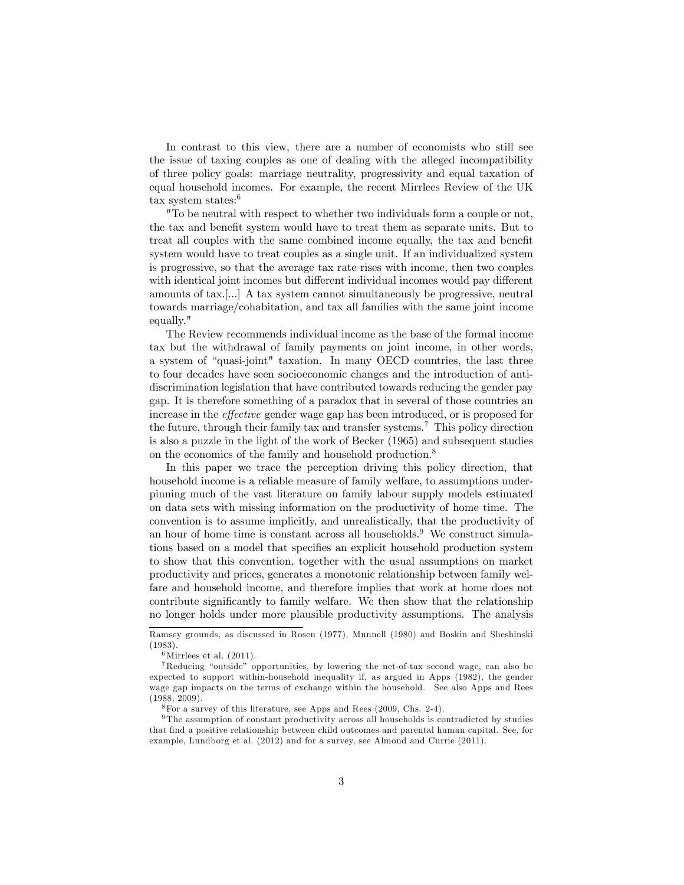In contrast to this view, there are a number of economists who still see the issue of taxing couples as one of dealing with the alleged incompatibility of three policy goals: marriage neutrality, progressivity and equal taxation of equal household incomes. For example, the recent Mirrlees Review of the UK tax system states:[6]

"To be neutral with respect to whether two individuals form a couple or not, the tax and benefit system would have to treat them as separate units. But to treat all couples with the same combined income equally, the tax and benefit system would have to treat couples as a single unit. If an individualized system is progressive, so that the average tax rate rises with income, then two couples with identical joint incomes but different individual incomes would pay different amounts of tax.[...] A tax system cannot simultaneously be progressive, neutral towards marriage/cohabitation, and tax all families with the same joint income equally."

The Review recommends individual income as the base of the formal income tax but the withdrawal of family payments on joint income, in other words, a system of "quasi-joint" taxation. In many OECD countries, the last three to four decades have seen socioeconomic changes and the introduction of anti-discrimination legislation that have contributed towards reducing the gender pay gap. It is therefore something of a paradox that in several of those countries an increase in the *effective* gender wage gap has been introduced, or is proposed for the future, through their family tax and transfer systems.[7] This policy direction is also a puzzle in the light of the work of Becker (1965) and subsequent studies on the economics of the family and household production.[8]

In this paper we trace the perception driving this policy direction, that household income is a reliable measure of family welfare, to assumptions underpinning much of the vast literature on family labour supply models estimated on data sets with missing information on the productivity of home time. The convention is to assume implicitly, and unrealistically, that the productivity of an hour of home time is constant across all households.[9] We construct simulations based on a model that specifies an explicit household production system to show that this convention, together with the usual assumptions on market productivity and prices, generates a monotonic relationship between family welfare and household income, and therefore implies that work at home does not contribute significantly to family welfare. We then show that the relationship no longer holds under more plausible productivity assumptions. The analysis

---

Ramsey grounds, as discussed in Rosen (1977), Munnell (1980) and Boskin and Sheshinski (1983).

[6] Mirrlees et al. (2011).

[7] Reducing "outside" opportunities, by lowering the net-of-tax second wage, can also be expected to support within-household inequality if, as argued in Apps (1982), the gender wage gap impacts on the terms of exchange within the household. See also Apps and Rees (1988, 2009).

[8] For a survey of this literature, see Apps and Rees (2009, Chs. 2-4).

[9] The assumption of constant productivity across all households is contradicted by studies that find a positive relationship between child outcomes and parental human capital. See, for example, Lundborg et al. (2012) and for a survey, see Almond and Currie (2011).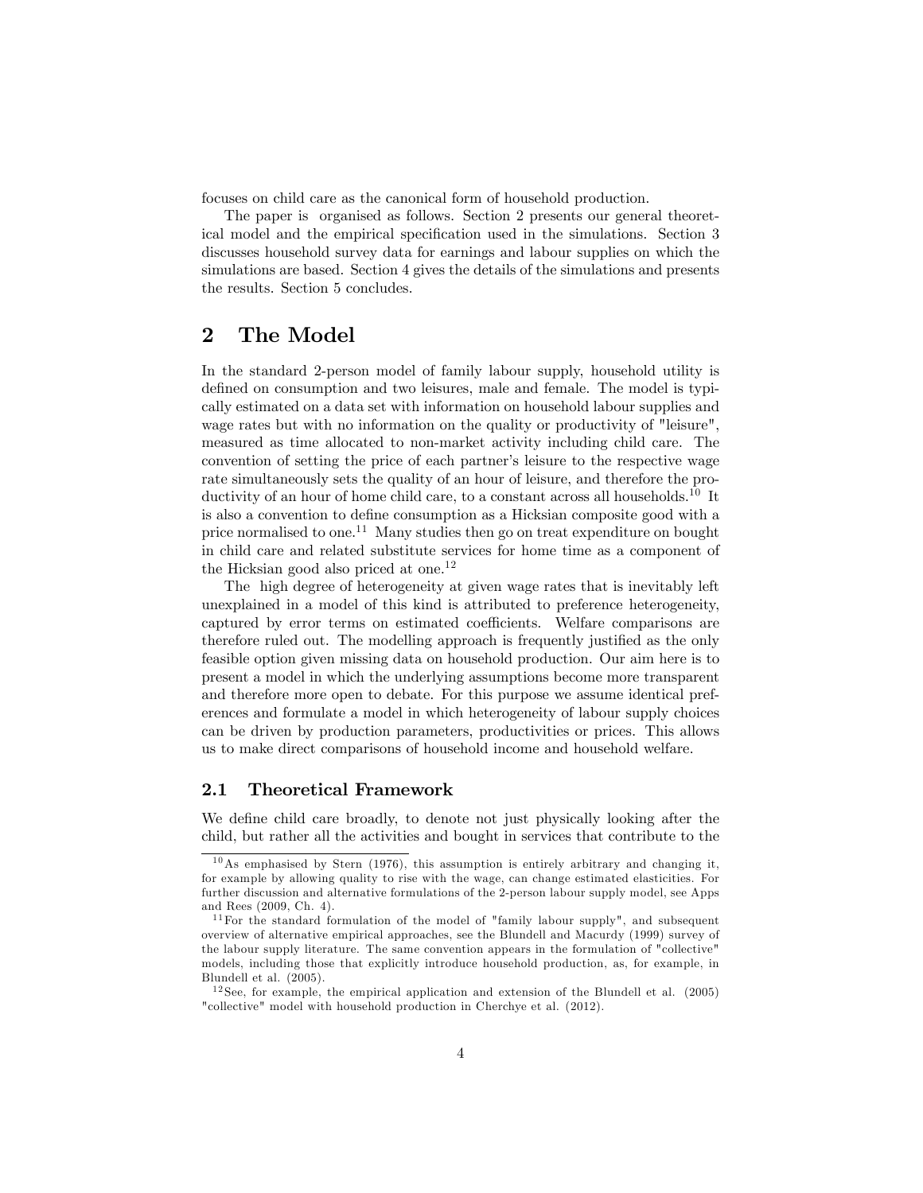focuses on child care as the canonical form of household production.

The paper is organised as follows. Section 2 presents our general theoretical model and the empirical specification used in the simulations. Section 3 discusses household survey data for earnings and labour supplies on which the simulations are based. Section 4 gives the details of the simulations and presents the results. Section 5 concludes.

# 2 The Model

In the standard 2-person model of family labour supply, household utility is defined on consumption and two leisures, male and female. The model is typically estimated on a data set with information on household labour supplies and wage rates but with no information on the quality or productivity of "leisure", measured as time allocated to non-market activity including child care. The convention of setting the price of each partner's leisure to the respective wage rate simultaneously sets the quality of an hour of leisure, and therefore the productivity of an hour of home child care, to a constant across all households.[10] It is also a convention to define consumption as a Hicksian composite good with a price normalised to one.[11] Many studies then go on treat expenditure on bought in child care and related substitute services for home time as a component of the Hicksian good also priced at one.[12]

The high degree of heterogeneity at given wage rates that is inevitably left unexplained in a model of this kind is attributed to preference heterogeneity, captured by error terms on estimated coefficients. Welfare comparisons are therefore ruled out. The modelling approach is frequently justified as the only feasible option given missing data on household production. Our aim here is to present a model in which the underlying assumptions become more transparent and therefore more open to debate. For this purpose we assume identical preferences and formulate a model in which heterogeneity of labour supply choices can be driven by production parameters, productivities or prices. This allows us to make direct comparisons of household income and household welfare.

## 2.1 Theoretical Framework

We define child care broadly, to denote not just physically looking after the child, but rather all the activities and bought in services that contribute to the

---

[10] As emphasised by Stern (1976), this assumption is entirely arbitrary and changing it, for example by allowing quality to rise with the wage, can change estimated elasticities. For further discussion and alternative formulations of the 2-person labour supply model, see Apps and Rees (2009, Ch. 4).

[11] For the standard formulation of the model of "family labour supply", and subsequent overview of alternative empirical approaches, see the Blundell and Macurdy (1999) survey of the labour supply literature. The same convention appears in the formulation of "collective" models, including those that explicitly introduce household production, as, for example, in Blundell et al. (2005).

[12] See, for example, the empirical application and extension of the Blundell et al. (2005) "collective" model with household production in Cherchye et al. (2012).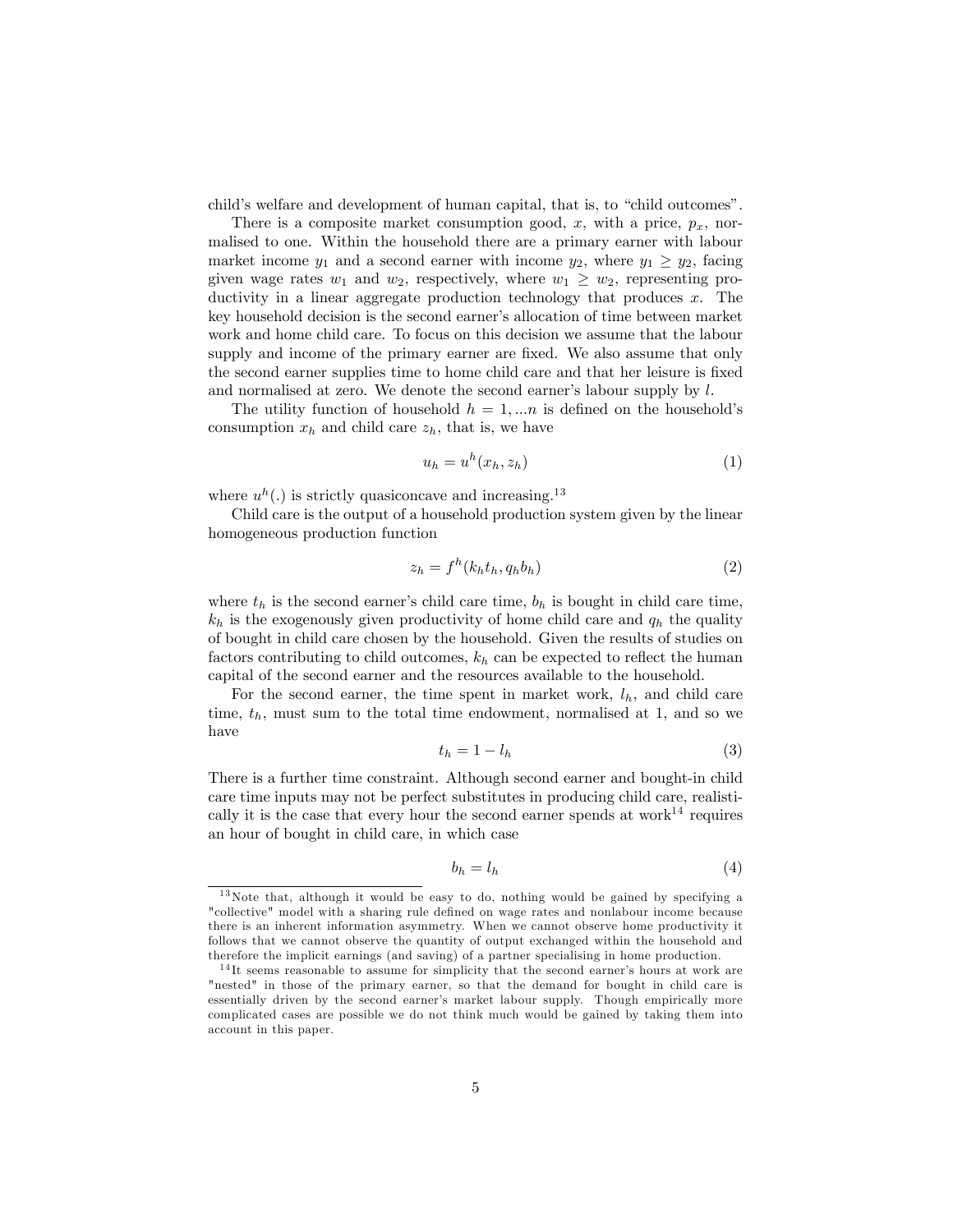child's welfare and development of human capital, that is, to "child outcomes".

There is a composite market consumption good, $x$, with a price, $p_x$, normalised to one. Within the household there are a primary earner with labour market income $y_1$ and a second earner with income $y_2$, where $y_1 \geq y_2$, facing given wage rates $w_1$ and $w_2$, respectively, where $w_1 \geq w_2$, representing productivity in a linear aggregate production technology that produces $x$. The key household decision is the second earner's allocation of time between market work and home child care. To focus on this decision we assume that the labour supply and income of the primary earner are fixed. We also assume that only the second earner supplies time to home child care and that her leisure is fixed and normalised at zero. We denote the second earner's labour supply by $l$.

The utility function of household $h = 1, ...n$ is defined on the household's consumption $x_h$ and child care $z_h$, that is, we have

$$u_h = u^h(x_h, z_h) \tag{1}$$

where $u^h(.)$ is strictly quasiconcave and increasing.[13]

Child care is the output of a household production system given by the linear homogeneous production function

$$z_h = f^h(k_h t_h, q_h b_h) \tag{2}$$

where $t_h$ is the second earner's child care time, $b_h$ is bought in child care time, $k_h$ is the exogenously given productivity of home child care and $q_h$ the quality of bought in child care chosen by the household. Given the results of studies on factors contributing to child outcomes, $k_h$ can be expected to reflect the human capital of the second earner and the resources available to the household.

For the second earner, the time spent in market work, $l_h$, and child care time, $t_h$, must sum to the total time endowment, normalised at 1, and so we have

$$t_h = 1 - l_h \tag{3}$$

There is a further time constraint. Although second earner and bought-in child care time inputs may not be perfect substitutes in producing child care, realistically it is the case that every hour the second earner spends at work[14] requires an hour of bought in child care, in which case

$$b_h = l_h \tag{4}$$

[13] Note that, although it would be easy to do, nothing would be gained by specifying a "collective" model with a sharing rule defined on wage rates and nonlabour income because there is an inherent information asymmetry. When we cannot observe home productivity it follows that we cannot observe the quantity of output exchanged within the household and therefore the implicit earnings (and saving) of a partner specialising in home production.

[14] It seems reasonable to assume for simplicity that the second earner's hours at work are "nested" in those of the primary earner, so that the demand for bought in child care is essentially driven by the second earner's market labour supply. Though empirically more complicated cases are possible we do not think much would be gained by taking them into account in this paper.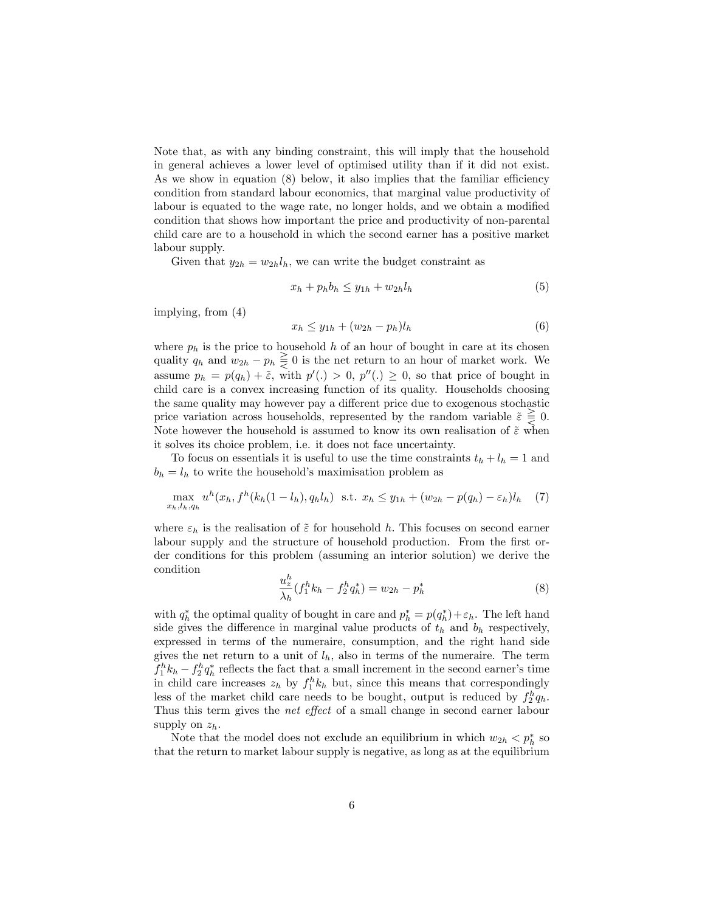Note that, as with any binding constraint, this will imply that the household in general achieves a lower level of optimised utility than if it did not exist. As we show in equation (8) below, it also implies that the familiar efficiency condition from standard labour economics, that marginal value productivity of labour is equated to the wage rate, no longer holds, and we obtain a modified condition that shows how important the price and productivity of non-parental child care are to a household in which the second earner has a positive market labour supply.

Given that $y_{2h} = w_{2h} l_h$, we can write the budget constraint as

$$x_h + p_h b_h \leq y_{1h} + w_{2h} l_h \tag{5}$$

implying, from (4)

$$x_h \leq y_{1h} + (w_{2h} - p_h) l_h \tag{6}$$

where $p_h$ is the price to household $h$ of an hour of bought in care at its chosen quality $q_h$ and $w_{2h} - p_h \gtreqless 0$ is the net return to an hour of market work. We assume $p_h = p(q_h) + \tilde{\varepsilon}$, with $p'(.) > 0$, $p''(.) \geq 0$, so that price of bought in child care is a convex increasing function of its quality. Households choosing the same quality may however pay a different price due to exogenous stochastic price variation across households, represented by the random variable $\tilde{\varepsilon} \gtreqless 0$. Note however the household is assumed to know its own realisation of $\tilde{\varepsilon}$ when it solves its choice problem, i.e. it does not face uncertainty.

To focus on essentials it is useful to use the time constraints $t_h + l_h = 1$ and $b_h = l_h$ to write the household's maximisation problem as

$$\max_{x_h, l_h, q_h} u^h(x_h, f^h(k_h(1 - l_h), q_h l_h) \;\text{ s.t. }\; x_h \leq y_{1h} + (w_{2h} - p(q_h) - \varepsilon_h) l_h \tag{7}$$

where $\varepsilon_h$ is the realisation of $\tilde{\varepsilon}$ for household $h$. This focuses on second earner labour supply and the structure of household production. From the first order conditions for this problem (assuming an interior solution) we derive the condition

$$\frac{u_z^h}{\lambda_h}(f_1^h k_h - f_2^h q_h^*) = w_{2h} - p_h^* \tag{8}$$

with $q_h^*$ the optimal quality of bought in care and $p_h^* = p(q_h^*) + \varepsilon_h$. The left hand side gives the difference in marginal value products of $t_h$ and $b_h$ respectively, expressed in terms of the numeraire, consumption, and the right hand side gives the net return to a unit of $l_h$, also in terms of the numeraire. The term $f_1^h k_h - f_2^h q_h^*$ reflects the fact that a small increment in the second earner's time in child care increases $z_h$ by $f_1^h k_h$ but, since this means that correspondingly less of the market child care needs to be bought, output is reduced by $f_2^h q_h$. Thus this term gives the *net effect* of a small change in second earner labour supply on $z_h$.

Note that the model does not exclude an equilibrium in which $w_{2h} < p_h^*$ so that the return to market labour supply is negative, as long as at the equilibrium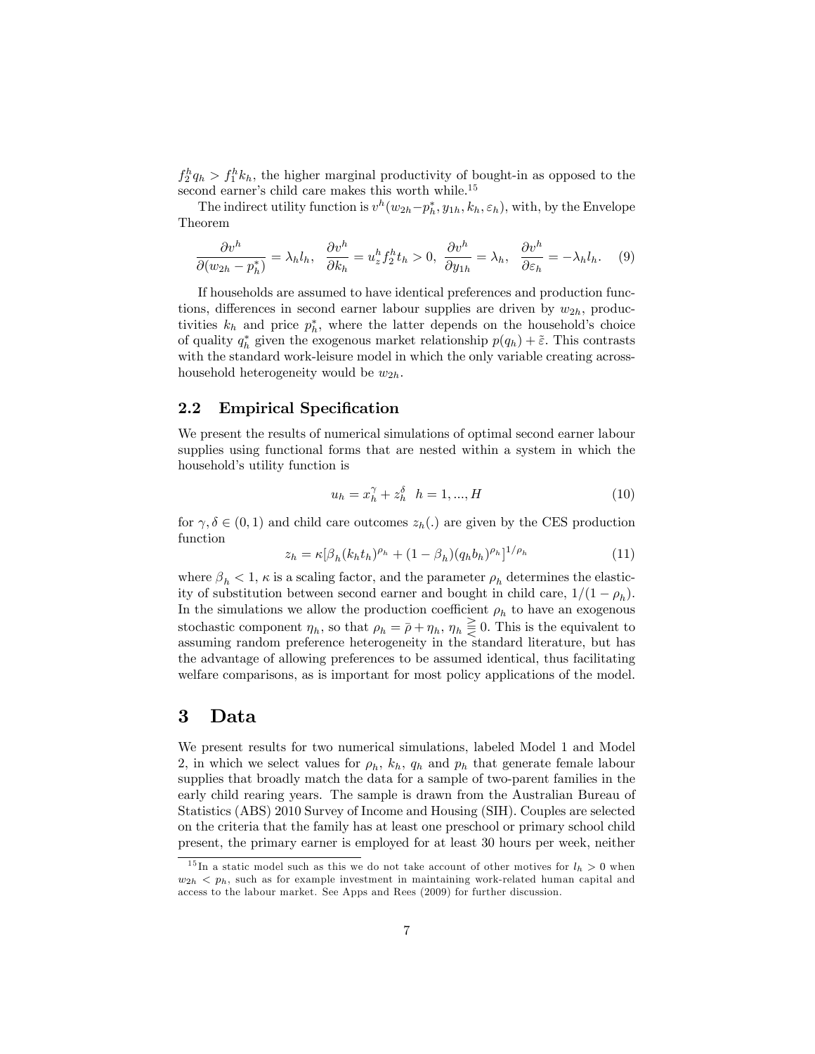$f_2^h q_h > f_1^h k_h$, the higher marginal productivity of bought-in as opposed to the second earner's child care makes this worth while.[15]

The indirect utility function is $v^h(w_{2h} - p_h^*, y_{1h}, k_h, \varepsilon_h)$, with, by the Envelope Theorem

$$\frac{\partial v^h}{\partial (w_{2h} - p_h^*)} = \lambda_h l_h, \quad \frac{\partial v^h}{\partial k_h} = u_z^h f_2^h t_h > 0, \quad \frac{\partial v^h}{\partial y_{1h}} = \lambda_h, \quad \frac{\partial v^h}{\partial \varepsilon_h} = -\lambda_h l_h. \tag{9}$$

If households are assumed to have identical preferences and production functions, differences in second earner labour supplies are driven by $w_{2h}$, productivities $k_h$ and price $p_h^*$, where the latter depends on the household's choice of quality $q_h^*$ given the exogenous market relationship $p(q_h) + \tilde{\varepsilon}$. This contrasts with the standard work-leisure model in which the only variable creating across-household heterogeneity would be $w_{2h}$.

### 2.2 Empirical Specification

We present the results of numerical simulations of optimal second earner labour supplies using functional forms that are nested within a system in which the household's utility function is

$$u_h = x_h^{\gamma} + z_h^{\delta} \quad h = 1, ..., H \tag{10}$$

for $\gamma, \delta \in (0, 1)$ and child care outcomes $z_h(.)$ are given by the CES production function

$$z_h = \kappa[\beta_h (k_h t_h)^{\rho_h} + (1 - \beta_h)(q_h b_h)^{\rho_h}]^{1/\rho_h} \tag{11}$$

where $\beta_h < 1$, $\kappa$ is a scaling factor, and the parameter $\rho_h$ determines the elasticity of substitution between second earner and bought in child care, $1/(1 - \rho_h)$. In the simulations we allow the production coefficient $\rho_h$ to have an exogenous stochastic component $\eta_h$, so that $\rho_h = \bar{\rho} + \eta_h$, $\eta_h \gtreqless 0$. This is the equivalent to assuming random preference heterogeneity in the standard literature, but has the advantage of allowing preferences to be assumed identical, thus facilitating welfare comparisons, as is important for most policy applications of the model.

## 3 Data

We present results for two numerical simulations, labeled Model 1 and Model 2, in which we select values for $\rho_h$, $k_h$, $q_h$ and $p_h$ that generate female labour supplies that broadly match the data for a sample of two-parent families in the early child rearing years. The sample is drawn from the Australian Bureau of Statistics (ABS) 2010 Survey of Income and Housing (SIH). Couples are selected on the criteria that the family has at least one preschool or primary school child present, the primary earner is employed for at least 30 hours per week, neither

[15] In a static model such as this we do not take account of other motives for $l_h > 0$ when $w_{2h} < p_h$, such as for example investment in maintaining work-related human capital and access to the labour market. See Apps and Rees (2009) for further discussion.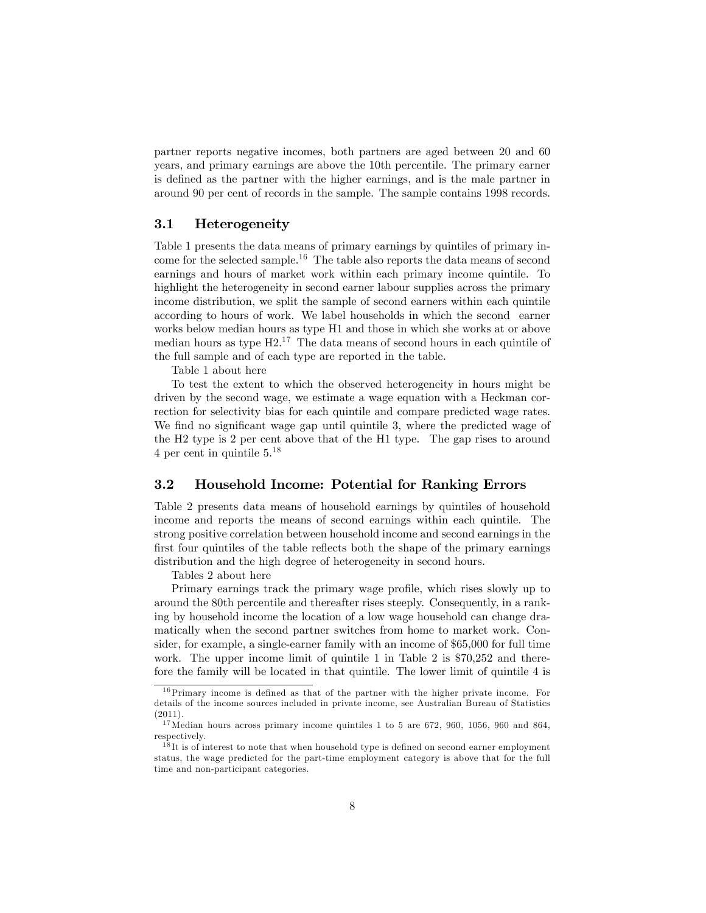partner reports negative incomes, both partners are aged between 20 and 60 years, and primary earnings are above the 10th percentile. The primary earner is defined as the partner with the higher earnings, and is the male partner in around 90 per cent of records in the sample. The sample contains 1998 records.

### 3.1 Heterogeneity

Table 1 presents the data means of primary earnings by quintiles of primary income for the selected sample.[16] The table also reports the data means of second earnings and hours of market work within each primary income quintile. To highlight the heterogeneity in second earner labour supplies across the primary income distribution, we split the sample of second earners within each quintile according to hours of work. We label households in which the second earner works below median hours as type H1 and those in which she works at or above median hours as type H2.[17] The data means of second hours in each quintile of the full sample and of each type are reported in the table.

Table 1 about here

To test the extent to which the observed heterogeneity in hours might be driven by the second wage, we estimate a wage equation with a Heckman correction for selectivity bias for each quintile and compare predicted wage rates. We find no significant wage gap until quintile 3, where the predicted wage of the H2 type is 2 per cent above that of the H1 type. The gap rises to around 4 per cent in quintile 5.[18]

### 3.2 Household Income: Potential for Ranking Errors

Table 2 presents data means of household earnings by quintiles of household income and reports the means of second earnings within each quintile. The strong positive correlation between household income and second earnings in the first four quintiles of the table reflects both the shape of the primary earnings distribution and the high degree of heterogeneity in second hours.

Tables 2 about here

Primary earnings track the primary wage profile, which rises slowly up to around the 80th percentile and thereafter rises steeply. Consequently, in a ranking by household income the location of a low wage household can change dramatically when the second partner switches from home to market work. Consider, for example, a single-earner family with an income of \$65,000 for full time work. The upper income limit of quintile 1 in Table 2 is \$70,252 and therefore the family will be located in that quintile. The lower limit of quintile 4 is

[16] Primary income is defined as that of the partner with the higher private income. For details of the income sources included in private income, see Australian Bureau of Statistics (2011).

[17] Median hours across primary income quintiles 1 to 5 are 672, 960, 1056, 960 and 864, respectively.

[18] It is of interest to note that when household type is defined on second earner employment status, the wage predicted for the part-time employment category is above that for the full time and non-participant categories.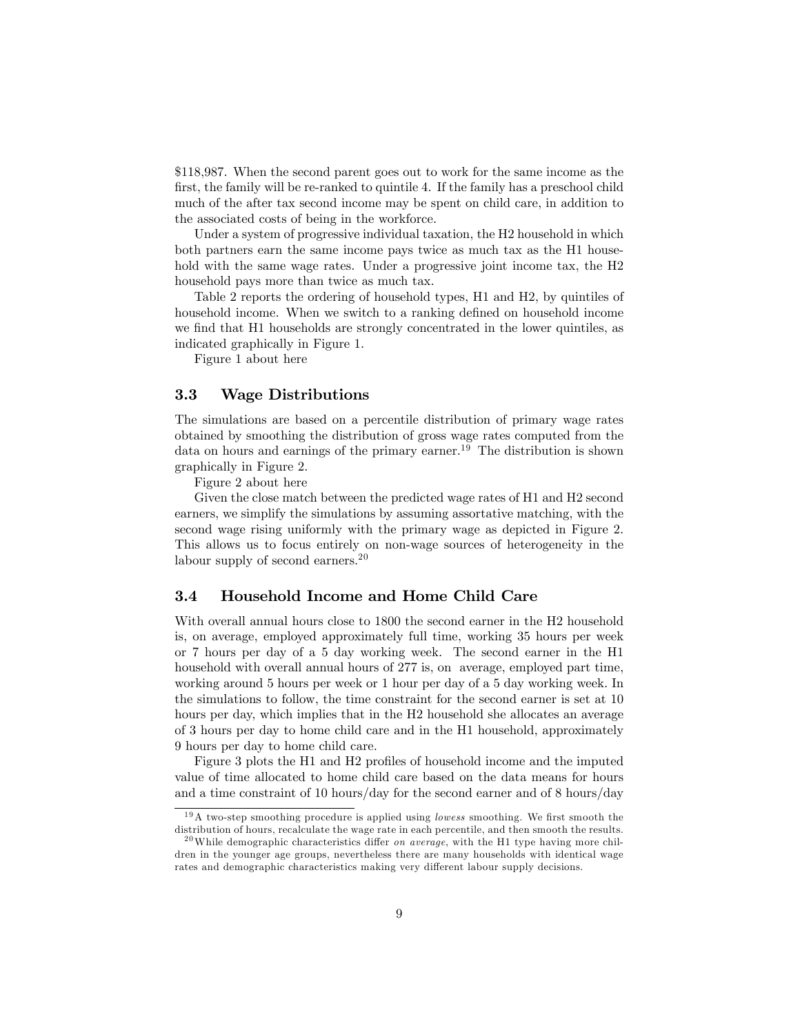$118,987. When the second parent goes out to work for the same income as the first, the family will be re-ranked to quintile 4. If the family has a preschool child much of the after tax second income may be spent on child care, in addition to the associated costs of being in the workforce.

Under a system of progressive individual taxation, the H2 household in which both partners earn the same income pays twice as much tax as the H1 household with the same wage rates. Under a progressive joint income tax, the H2 household pays more than twice as much tax.

Table 2 reports the ordering of household types, H1 and H2, by quintiles of household income. When we switch to a ranking defined on household income we find that H1 households are strongly concentrated in the lower quintiles, as indicated graphically in Figure 1.

Figure 1 about here

### 3.3 Wage Distributions

The simulations are based on a percentile distribution of primary wage rates obtained by smoothing the distribution of gross wage rates computed from the data on hours and earnings of the primary earner.[19] The distribution is shown graphically in Figure 2.

Figure 2 about here

Given the close match between the predicted wage rates of H1 and H2 second earners, we simplify the simulations by assuming assortative matching, with the second wage rising uniformly with the primary wage as depicted in Figure 2. This allows us to focus entirely on non-wage sources of heterogeneity in the labour supply of second earners.[20]

### 3.4 Household Income and Home Child Care

With overall annual hours close to 1800 the second earner in the H2 household is, on average, employed approximately full time, working 35 hours per week or 7 hours per day of a 5 day working week. The second earner in the H1 household with overall annual hours of 277 is, on average, employed part time, working around 5 hours per week or 1 hour per day of a 5 day working week. In the simulations to follow, the time constraint for the second earner is set at 10 hours per day, which implies that in the H2 household she allocates an average of 3 hours per day to home child care and in the H1 household, approximately 9 hours per day to home child care.

Figure 3 plots the H1 and H2 profiles of household income and the imputed value of time allocated to home child care based on the data means for hours and a time constraint of 10 hours/day for the second earner and of 8 hours/day

[19] A two-step smoothing procedure is applied using *lowess* smoothing. We first smooth the distribution of hours, recalculate the wage rate in each percentile, and then smooth the results.

[20] While demographic characteristics differ *on average*, with the H1 type having more children in the younger age groups, nevertheless there are many households with identical wage rates and demographic characteristics making very different labour supply decisions.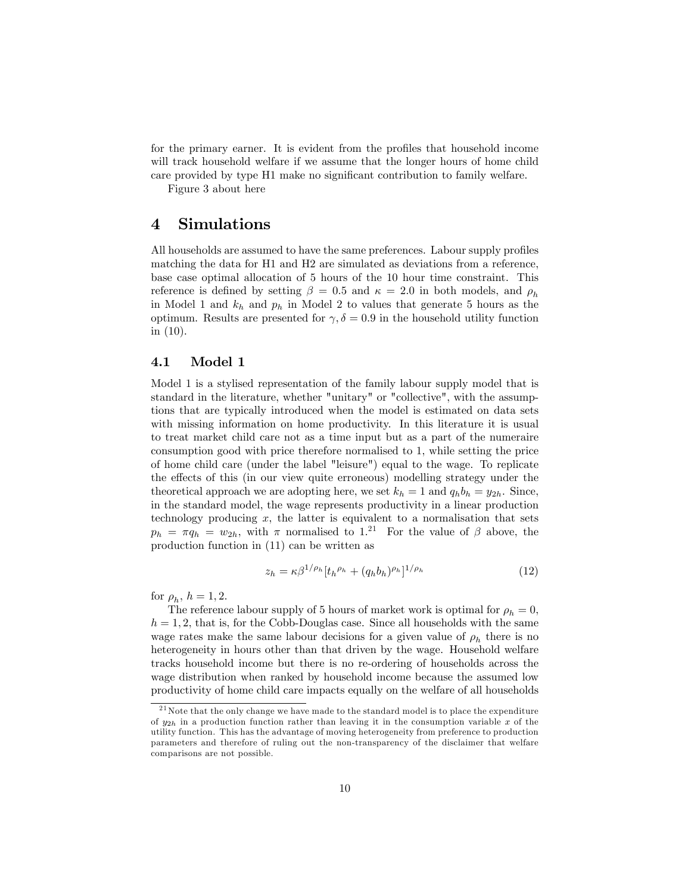for the primary earner. It is evident from the profiles that household income will track household welfare if we assume that the longer hours of home child care provided by type H1 make no significant contribution to family welfare.

Figure 3 about here

# 4 Simulations

All households are assumed to have the same preferences. Labour supply profiles matching the data for H1 and H2 are simulated as deviations from a reference, base case optimal allocation of 5 hours of the 10 hour time constraint. This reference is defined by setting $\beta = 0.5$ and $\kappa = 2.0$ in both models, and $\rho_h$ in Model 1 and $k_h$ and $p_h$ in Model 2 to values that generate 5 hours as the optimum. Results are presented for $\gamma, \delta = 0.9$ in the household utility function in (10).

## 4.1 Model 1

Model 1 is a stylised representation of the family labour supply model that is standard in the literature, whether "unitary" or "collective", with the assumptions that are typically introduced when the model is estimated on data sets with missing information on home productivity. In this literature it is usual to treat market child care not as a time input but as a part of the numeraire consumption good with price therefore normalised to 1, while setting the price of home child care (under the label "leisure") equal to the wage. To replicate the effects of this (in our view quite erroneous) modelling strategy under the theoretical approach we are adopting here, we set $k_h = 1$ and $q_h b_h = y_{2h}$. Since, in the standard model, the wage represents productivity in a linear production technology producing $x$, the latter is equivalent to a normalisation that sets $p_h = \pi q_h = w_{2h}$, with $\pi$ normalised to 1.[21] For the value of $\beta$ above, the production function in (11) can be written as

$$z_h = \kappa \beta^{1/\rho_h} [t_h{}^{\rho_h} + (q_h b_h)^{\rho_h}]^{1/\rho_h} \tag{12}$$

for $\rho_h$, $h = 1, 2$.

The reference labour supply of 5 hours of market work is optimal for $\rho_h = 0$, $h = 1, 2$, that is, for the Cobb-Douglas case. Since all households with the same wage rates make the same labour decisions for a given value of $\rho_h$ there is no heterogeneity in hours other than that driven by the wage. Household welfare tracks household income but there is no re-ordering of households across the wage distribution when ranked by household income because the assumed low productivity of home child care impacts equally on the welfare of all households

[21] Note that the only change we have made to the standard model is to place the expenditure of $y_{2h}$ in a production function rather than leaving it in the consumption variable $x$ of the utility function. This has the advantage of moving heterogeneity from preference to production parameters and therefore of ruling out the non-transparency of the disclaimer that welfare comparisons are not possible.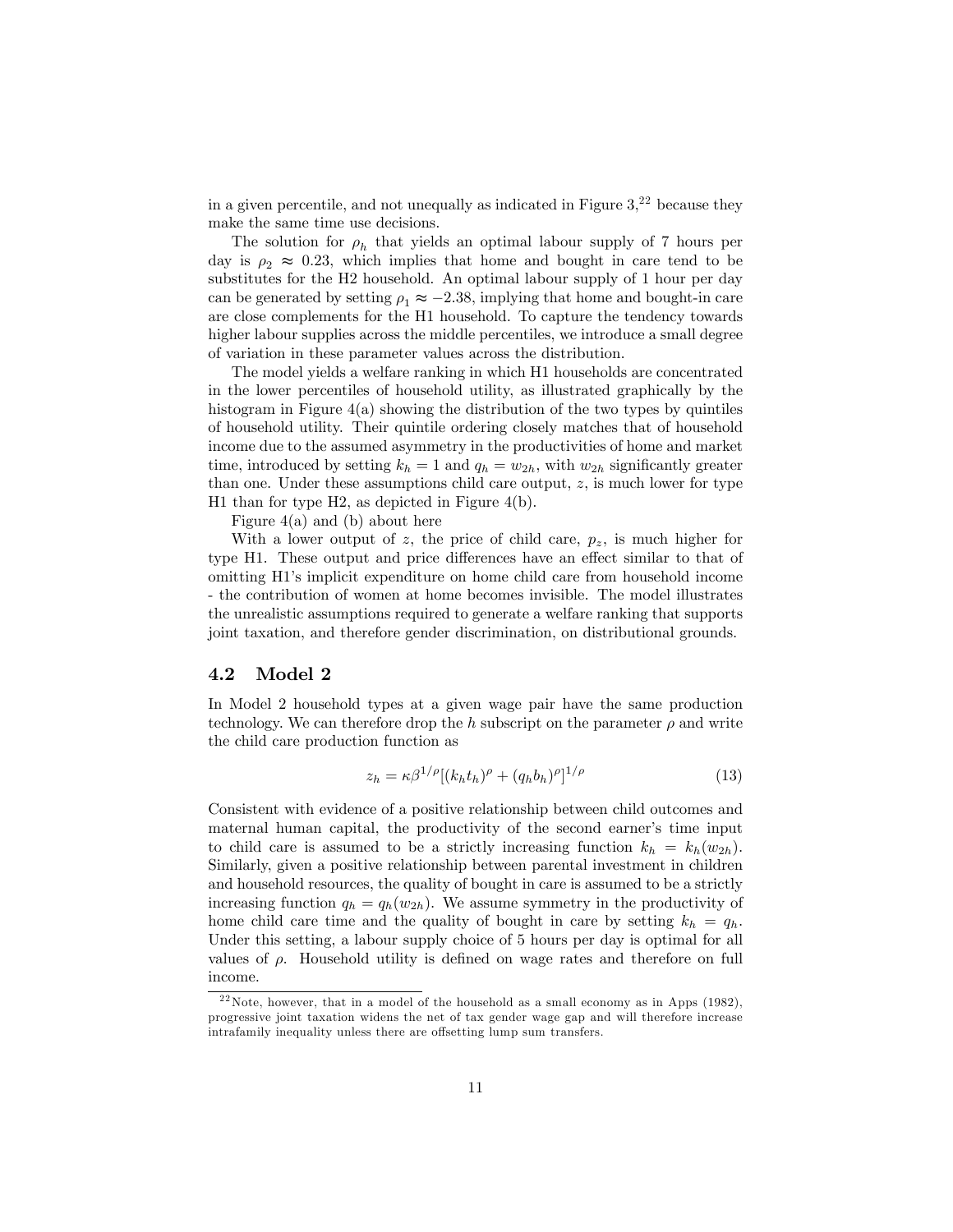in a given percentile, and not unequally as indicated in Figure 3,[22] because they make the same time use decisions.

The solution for $\rho_h$ that yields an optimal labour supply of 7 hours per day is $\rho_2 \approx 0.23$, which implies that home and bought in care tend to be substitutes for the H2 household. An optimal labour supply of 1 hour per day can be generated by setting $\rho_1 \approx -2.38$, implying that home and bought-in care are close complements for the H1 household. To capture the tendency towards higher labour supplies across the middle percentiles, we introduce a small degree of variation in these parameter values across the distribution.

The model yields a welfare ranking in which H1 households are concentrated in the lower percentiles of household utility, as illustrated graphically by the histogram in Figure 4(a) showing the distribution of the two types by quintiles of household utility. Their quintile ordering closely matches that of household income due to the assumed asymmetry in the productivities of home and market time, introduced by setting $k_h = 1$ and $q_h = w_{2h}$, with $w_{2h}$ significantly greater than one. Under these assumptions child care output, $z$, is much lower for type H1 than for type H2, as depicted in Figure 4(b).

Figure 4(a) and (b) about here

With a lower output of $z$, the price of child care, $p_z$, is much higher for type H1. These output and price differences have an effect similar to that of omitting H1's implicit expenditure on home child care from household income - the contribution of women at home becomes invisible. The model illustrates the unrealistic assumptions required to generate a welfare ranking that supports joint taxation, and therefore gender discrimination, on distributional grounds.

## 4.2 Model 2

In Model 2 household types at a given wage pair have the same production technology. We can therefore drop the $h$ subscript on the parameter $\rho$ and write the child care production function as

$$z_h = \kappa \beta^{1/\rho} [(k_h t_h)^\rho + (q_h b_h)^\rho]^{1/\rho} \tag{13}$$

Consistent with evidence of a positive relationship between child outcomes and maternal human capital, the productivity of the second earner's time input to child care is assumed to be a strictly increasing function $k_h = k_h(w_{2h})$. Similarly, given a positive relationship between parental investment in children and household resources, the quality of bought in care is assumed to be a strictly increasing function $q_h = q_h(w_{2h})$. We assume symmetry in the productivity of home child care time and the quality of bought in care by setting $k_h = q_h$. Under this setting, a labour supply choice of 5 hours per day is optimal for all values of $\rho$. Household utility is defined on wage rates and therefore on full income.

[22] Note, however, that in a model of the household as a small economy as in Apps (1982), progressive joint taxation widens the net of tax gender wage gap and will therefore increase intrafamily inequality unless there are offsetting lump sum transfers.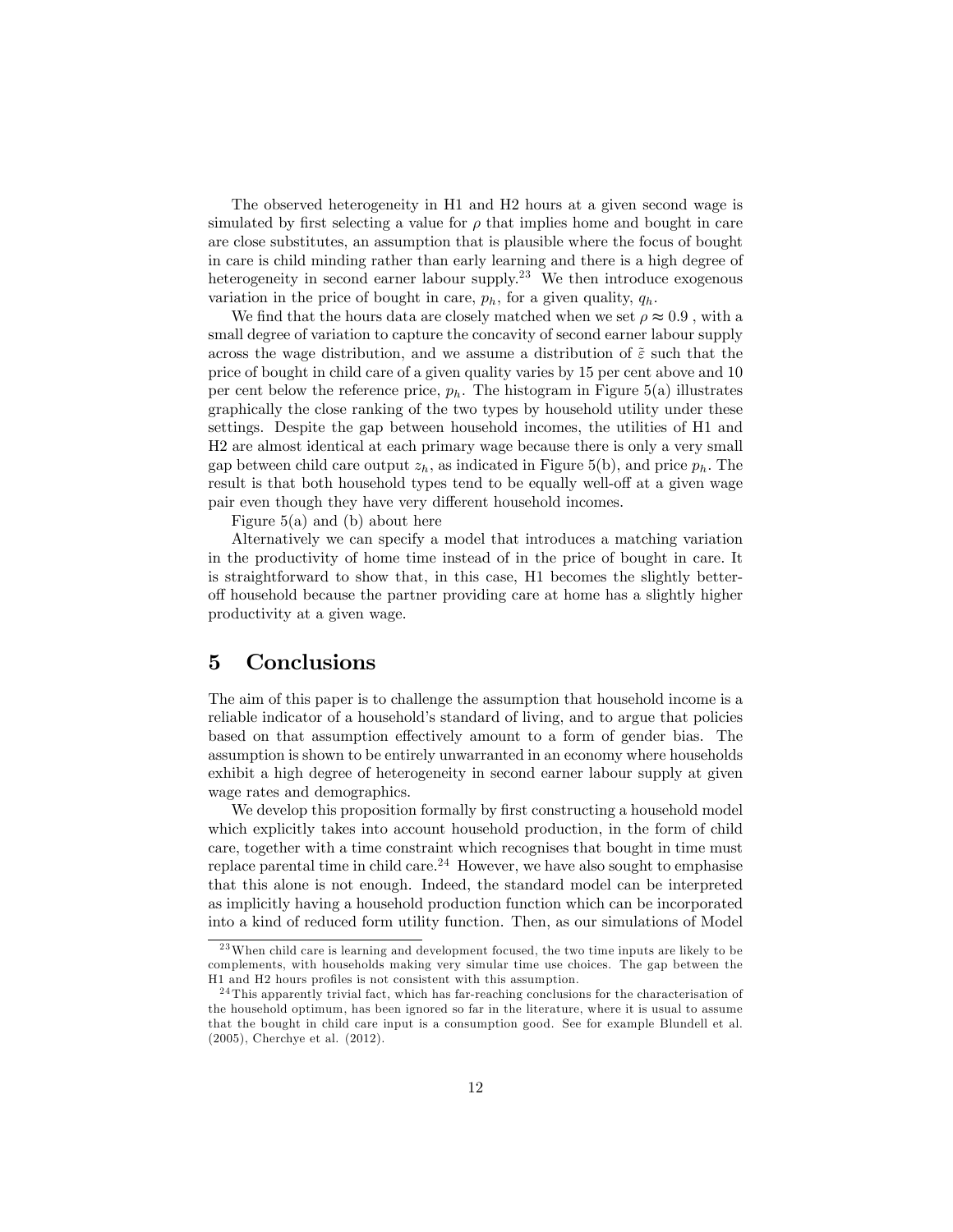The observed heterogeneity in H1 and H2 hours at a given second wage is simulated by first selecting a value for $\rho$ that implies home and bought in care are close substitutes, an assumption that is plausible where the focus of bought in care is child minding rather than early learning and there is a high degree of heterogeneity in second earner labour supply.[23] We then introduce exogenous variation in the price of bought in care, $p_h$, for a given quality, $q_h$.

We find that the hours data are closely matched when we set $\rho \approx 0.9$ , with a small degree of variation to capture the concavity of second earner labour supply across the wage distribution, and we assume a distribution of $\tilde{\varepsilon}$ such that the price of bought in child care of a given quality varies by 15 per cent above and 10 per cent below the reference price, $p_h$. The histogram in Figure 5(a) illustrates graphically the close ranking of the two types by household utility under these settings. Despite the gap between household incomes, the utilities of H1 and H2 are almost identical at each primary wage because there is only a very small gap between child care output $z_h$, as indicated in Figure 5(b), and price $p_h$. The result is that both household types tend to be equally well-off at a given wage pair even though they have very different household incomes.

Figure 5(a) and (b) about here

Alternatively we can specify a model that introduces a matching variation in the productivity of home time instead of in the price of bought in care. It is straightforward to show that, in this case, H1 becomes the slightly better-off household because the partner providing care at home has a slightly higher productivity at a given wage.

# 5 Conclusions

The aim of this paper is to challenge the assumption that household income is a reliable indicator of a household's standard of living, and to argue that policies based on that assumption effectively amount to a form of gender bias. The assumption is shown to be entirely unwarranted in an economy where households exhibit a high degree of heterogeneity in second earner labour supply at given wage rates and demographics.

We develop this proposition formally by first constructing a household model which explicitly takes into account household production, in the form of child care, together with a time constraint which recognises that bought in time must replace parental time in child care.[24] However, we have also sought to emphasise that this alone is not enough. Indeed, the standard model can be interpreted as implicitly having a household production function which can be incorporated into a kind of reduced form utility function. Then, as our simulations of Model

---

[23] When child care is learning and development focused, the two time inputs are likely to be complements, with households making very simular time use choices. The gap between the H1 and H2 hours profiles is not consistent with this assumption.

[24] This apparently trivial fact, which has far-reaching conclusions for the characterisation of the household optimum, has been ignored so far in the literature, where it is usual to assume that the bought in child care input is a consumption good. See for example Blundell et al. (2005), Cherchye et al. (2012).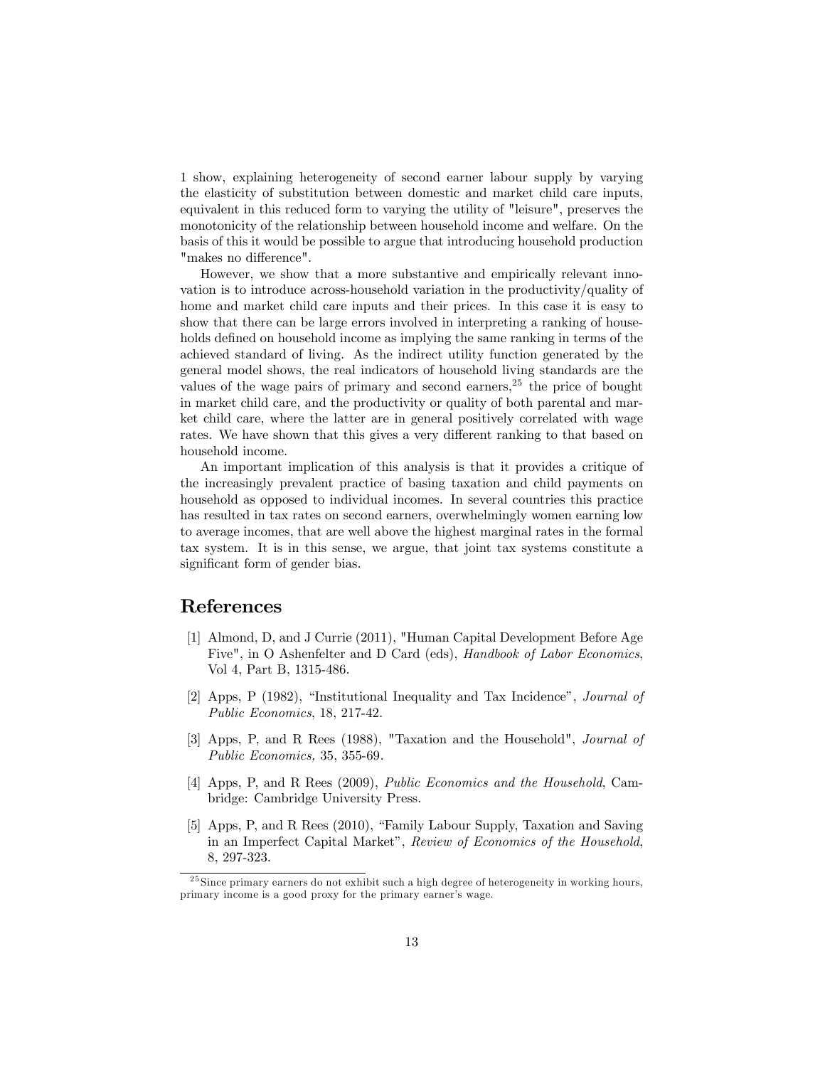1 show, explaining heterogeneity of second earner labour supply by varying the elasticity of substitution between domestic and market child care inputs, equivalent in this reduced form to varying the utility of "leisure", preserves the monotonicity of the relationship between household income and welfare. On the basis of this it would be possible to argue that introducing household production "makes no difference".

However, we show that a more substantive and empirically relevant innovation is to introduce across-household variation in the productivity/quality of home and market child care inputs and their prices. In this case it is easy to show that there can be large errors involved in interpreting a ranking of households defined on household income as implying the same ranking in terms of the achieved standard of living. As the indirect utility function generated by the general model shows, the real indicators of household living standards are the values of the wage pairs of primary and second earners,[25] the price of bought in market child care, and the productivity or quality of both parental and market child care, where the latter are in general positively correlated with wage rates. We have shown that this gives a very different ranking to that based on household income.

An important implication of this analysis is that it provides a critique of the increasingly prevalent practice of basing taxation and child payments on household as opposed to individual incomes. In several countries this practice has resulted in tax rates on second earners, overwhelmingly women earning low to average incomes, that are well above the highest marginal rates in the formal tax system. It is in this sense, we argue, that joint tax systems constitute a significant form of gender bias.

## References

[1] Almond, D, and J Currie (2011), "Human Capital Development Before Age Five", in O Ashenfelter and D Card (eds), *Handbook of Labor Economics*, Vol 4, Part B, 1315-486.

[2] Apps, P (1982), "Institutional Inequality and Tax Incidence", *Journal of Public Economics*, 18, 217-42.

[3] Apps, P, and R Rees (1988), "Taxation and the Household", *Journal of Public Economics,* 35, 355-69.

[4] Apps, P, and R Rees (2009), *Public Economics and the Household*, Cambridge: Cambridge University Press.

[5] Apps, P, and R Rees (2010), "Family Labour Supply, Taxation and Saving in an Imperfect Capital Market", *Review of Economics of the Household*, 8, 297-323.

[25] Since primary earners do not exhibit such a high degree of heterogeneity in working hours, primary income is a good proxy for the primary earner's wage.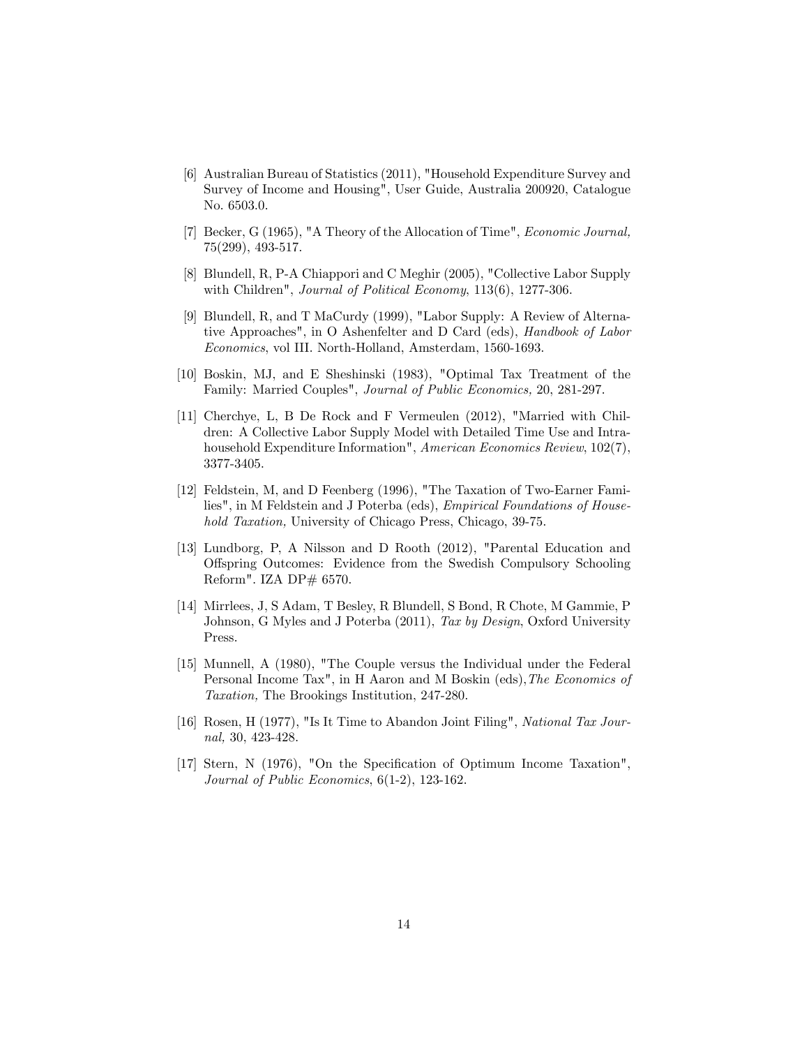[6] Australian Bureau of Statistics (2011), "Household Expenditure Survey and Survey of Income and Housing", User Guide, Australia 200920, Catalogue No. 6503.0.

[7] Becker, G (1965), "A Theory of the Allocation of Time", *Economic Journal,* 75(299), 493-517.

[8] Blundell, R, P-A Chiappori and C Meghir (2005), "Collective Labor Supply with Children", *Journal of Political Economy*, 113(6), 1277-306.

[9] Blundell, R, and T MaCurdy (1999), "Labor Supply: A Review of Alternative Approaches", in O Ashenfelter and D Card (eds), *Handbook of Labor Economics*, vol III. North-Holland, Amsterdam, 1560-1693.

[10] Boskin, MJ, and E Sheshinski (1983), "Optimal Tax Treatment of the Family: Married Couples", *Journal of Public Economics,* 20, 281-297.

[11] Cherchye, L, B De Rock and F Vermeulen (2012), "Married with Children: A Collective Labor Supply Model with Detailed Time Use and Intrahousehold Expenditure Information", *American Economics Review*, 102(7), 3377-3405.

[12] Feldstein, M, and D Feenberg (1996), "The Taxation of Two-Earner Families", in M Feldstein and J Poterba (eds), *Empirical Foundations of Household Taxation,* University of Chicago Press, Chicago, 39-75.

[13] Lundborg, P, A Nilsson and D Rooth (2012), "Parental Education and Offspring Outcomes: Evidence from the Swedish Compulsory Schooling Reform". IZA DP# 6570.

[14] Mirrlees, J, S Adam, T Besley, R Blundell, S Bond, R Chote, M Gammie, P Johnson, G Myles and J Poterba (2011), *Tax by Design*, Oxford University Press.

[15] Munnell, A (1980), "The Couple versus the Individual under the Federal Personal Income Tax", in H Aaron and M Boskin (eds),*The Economics of Taxation,* The Brookings Institution, 247-280.

[16] Rosen, H (1977), "Is It Time to Abandon Joint Filing", *National Tax Journal,* 30, 423-428.

[17] Stern, N (1976), "On the Specification of Optimum Income Taxation", *Journal of Public Economics*, 6(1-2), 123-162.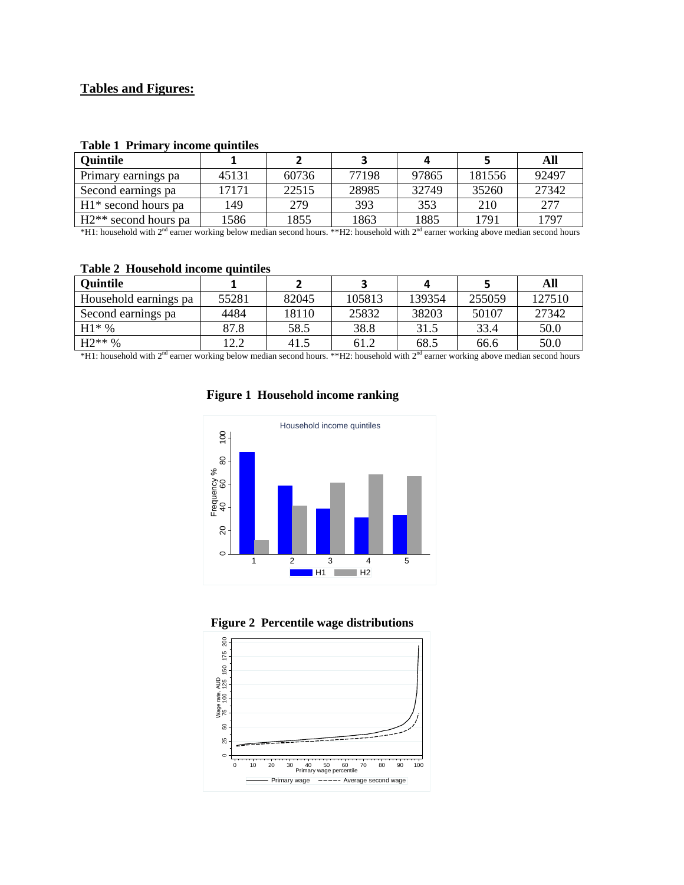**Tables and Figures:**

**Table 1 Primary income quintiles**

| Quintile | 1 | 2 | 3 | 4 | 5 | All |
|---|---|---|---|---|---|---|
| Primary earnings pa | 45131 | 60736 | 77198 | 97865 | 181556 | 92497 |
| Second earnings pa | 17171 | 22515 | 28985 | 32749 | 35260 | 27342 |
| H1* second hours pa | 149 | 279 | 393 | 353 | 210 | 277 |
| H2** second hours pa | 1586 | 1855 | 1863 | 1885 | 1791 | 1797 |

*H1: household with 2nd earner working below median second hours. **H2: household with 2nd earner working above median second hours

**Table 2 Household income quintiles**

| Quintile | 1 | 2 | 3 | 4 | 5 | All |
|---|---|---|---|---|---|---|
| Household earnings pa | 55281 | 82045 | 105813 | 139354 | 255059 | 127510 |
| Second earnings pa | 4484 | 18110 | 25832 | 38203 | 50107 | 27342 |
| H1* % | 87.8 | 58.5 | 38.8 | 31.5 | 33.4 | 50.0 |
| H2** % | 12.2 | 41.5 | 61.2 | 68.5 | 66.6 | 50.0 |

*H1: household with 2nd earner working below median second hours. **H2: household with 2nd earner working above median second hours

**Figure 1 Household income ranking**

**Figure 2 Percentile wage distributions**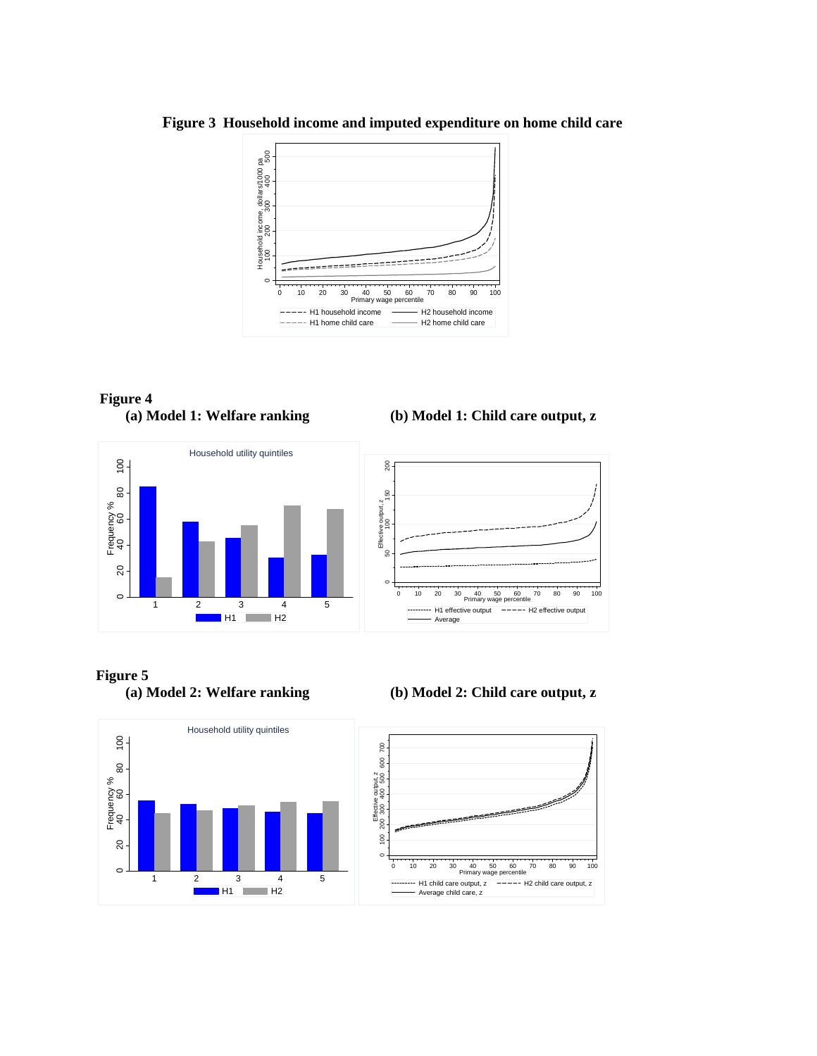**Figure 3 Household income and imputed expenditure on home child care**

Household income, dollars/1000 pa
0
100
200
300
400
500
0 10 20 30 40 50 60 70 80 90 100
Primary wage percentile
H1 household income
H2 household income
H1 home child care
H2 home child care

**Figure 4**

**(a) Model 1: Welfare ranking**

Household utility quintiles
Frequency %
0
20
40
60
80
100
1 2 3 4 5
H1 H2

**(b) Model 1: Child care output, z**

Effective output, z
0
50
100
150
200
0 10 20 30 40 50 60 70 80 90 100
Primary wage percentile
H1 effective output
H2 effective output
Average

**Figure 5**

**(a) Model 2: Welfare ranking**

Household utility quintiles
Frequency %
0
20
40
60
80
100
1 2 3 4 5
H1 H2

**(b) Model 2: Child care output, z**

Effective output, z
0
100
200
300
400
500
600
700
0 10 20 30 40 50 60 70 80 90 100
Primary wage percentile
H1 child care output, z
H2 child care output, z
Average child care, z